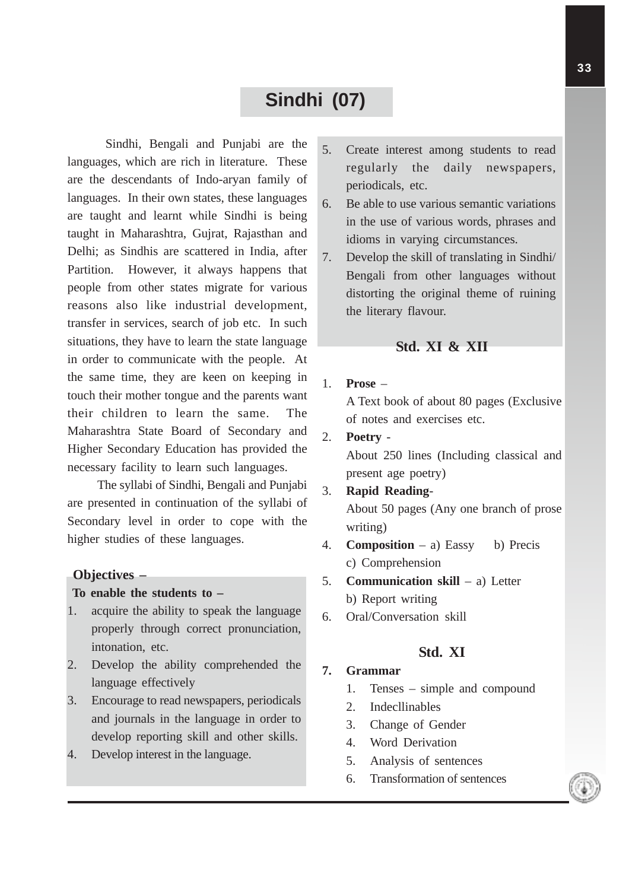# Sindhi (07)

Sindhi, Bengali and Punjabi are the languages, which are rich in literature. These are the descendants of Indo-aryan family of languages. In their own states, these languages are taught and learnt while Sindhi is being taught in Maharashtra, Gujrat, Rajasthan and Delhi; as Sindhis are scattered in India, after Partition. However, it always happens that people from other states migrate for various reasons also like industrial development, transfer in services, search of job etc. In such situations, they have to learn the state language in order to communicate with the people. At the same time, they are keen on keeping in touch their mother tongue and the parents want their children to learn the same. The Maharashtra State Board of Secondary and Higher Secondary Education has provided the necessary facility to learn such languages.

The syllabi of Sindhi, Bengali and Punjabi are presented in continuation of the syllabi of Secondary level in order to cope with the higher studies of these languages.

**Objectives –**

**To enable the students to –**

1. acquire the ability to speak the language properly through correct pronunciation, intonation, etc.
2. Develop the ability comprehended the language effectively
3. Encourage to read newspapers, periodicals and journals in the language in order to develop reporting skill and other skills.
4. Develop interest in the language.
5. Create interest among students to read regularly the daily newspapers, periodicals, etc.
6. Be able to use various semantic variations in the use of various words, phrases and idioms in varying circumstances.
7. Develop the skill of translating in Sindhi/ Bengali from other languages without distorting the original theme of ruining the literary flavour.

## Std. XI & XII

1. **Prose** –
   A Text book of about 80 pages (Exclusive of notes and exercises etc.
2. **Poetry** -
   About 250 lines (Including classical and present age poetry)
3. **Rapid Reading**-
   About 50 pages (Any one branch of prose writing)
4. **Composition** – a) Eassy b) Precis
   c) Comprehension
5. **Communication skill** – a) Letter
   b) Report writing
6. Oral/Conversation skill

## Std. XI

**7. Grammar**

1. Tenses – simple and compound
2. Indecllinables
3. Change of Gender
4. Word Derivation
5. Analysis of sentences
6. Transformation of sentences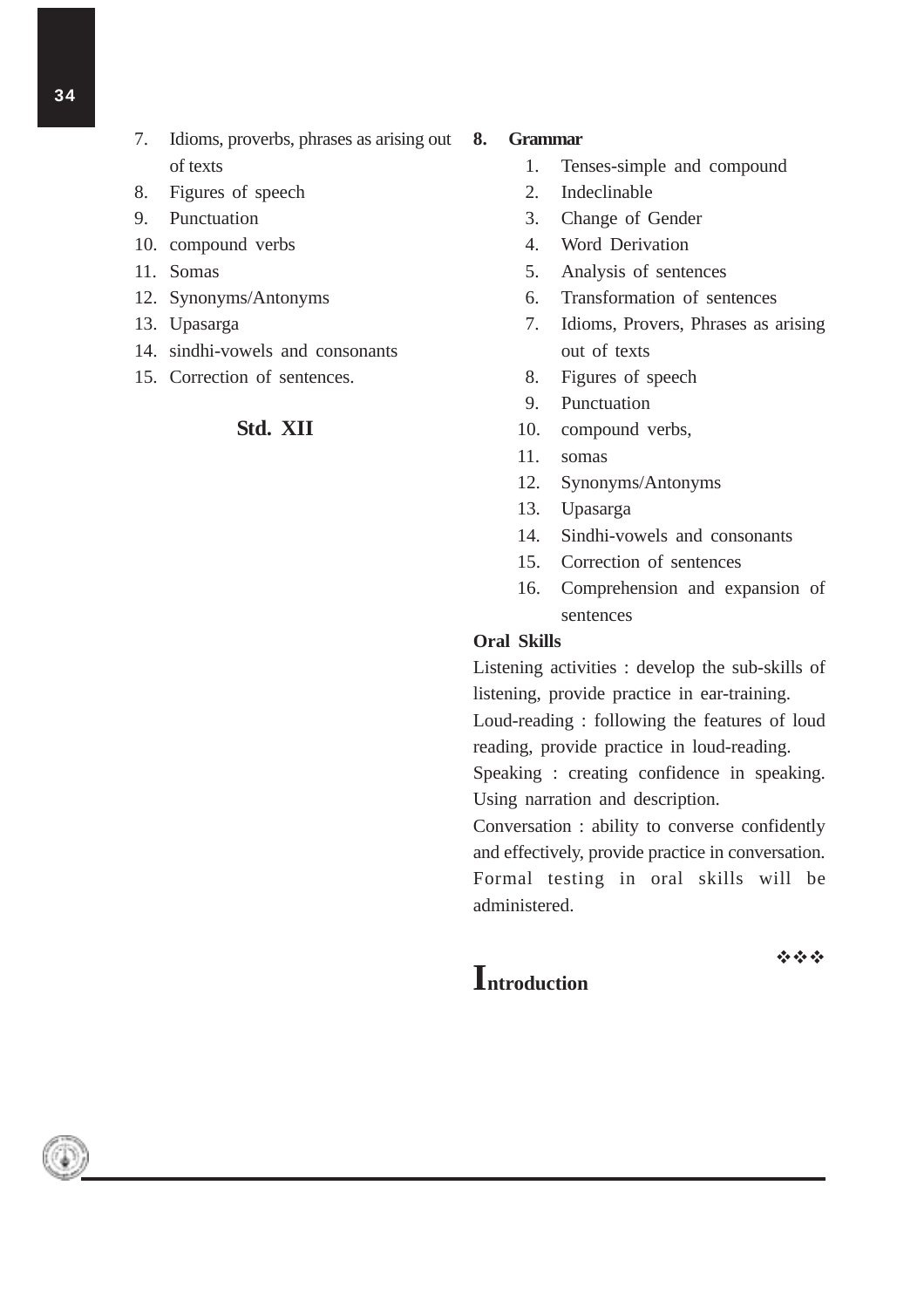7. Idioms, proverbs, phrases as arising out of texts
8. Figures of speech
9. Punctuation
10. compound verbs
11. Somas
12. Synonyms/Antonyms
13. Upasarga
14. sindhi-vowels and consonants
15. Correction of sentences.

## Std. XII

**8. Grammar**

1. Tenses-simple and compound
2. Indeclinable
3. Change of Gender
4. Word Derivation
5. Analysis of sentences
6. Transformation of sentences
7. Idioms, Provers, Phrases as arising out of texts
8. Figures of speech
9. Punctuation
10. compound verbs,
11. somas
12. Synonyms/Antonyms
13. Upasarga
14. Sindhi-vowels and consonants
15. Correction of sentences
16. Comprehension and expansion of sentences

**Oral Skills**

Listening activities : develop the sub-skills of listening, provide practice in ear-training.

Loud-reading : following the features of loud reading, provide practice in loud-reading.

Speaking : creating confidence in speaking. Using narration and description.

Conversation : ability to converse confidently and effectively, provide practice in conversation.

Formal testing in oral skills will be administered.

❖❖❖

## Introduction